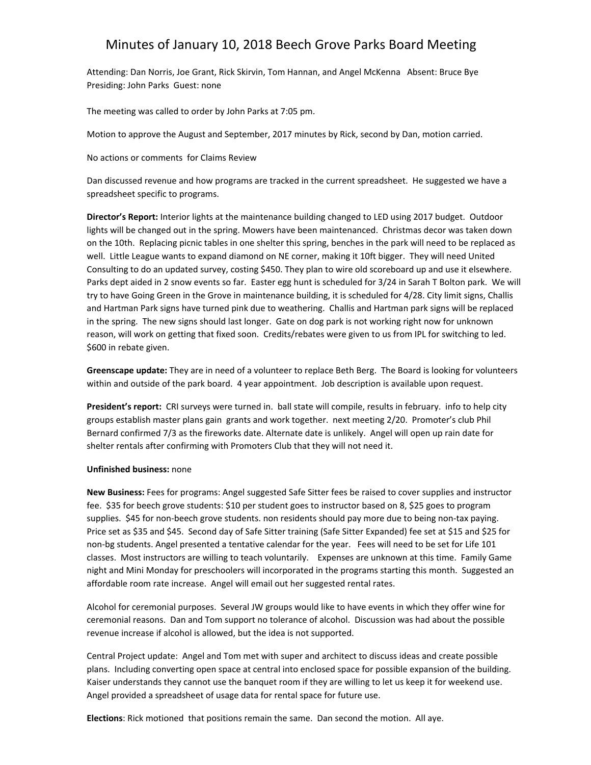# Minutes of January 10, 2018 Beech Grove Parks Board Meeting

Attending: Dan Norris, Joe Grant, Rick Skirvin, Tom Hannan, and Angel McKenna Absent: Bruce Bye
Presiding: John Parks Guest: none

The meeting was called to order by John Parks at 7:05 pm.

Motion to approve the August and September, 2017 minutes by Rick, second by Dan, motion carried.

No actions or comments for Claims Review

Dan discussed revenue and how programs are tracked in the current spreadsheet. He suggested we have a spreadsheet specific to programs.

**Director's Report:** Interior lights at the maintenance building changed to LED using 2017 budget. Outdoor lights will be changed out in the spring. Mowers have been maintenanced. Christmas decor was taken down on the 10th. Replacing picnic tables in one shelter this spring, benches in the park will need to be replaced as well. Little League wants to expand diamond on NE corner, making it 10ft bigger. They will need United Consulting to do an updated survey, costing $450. They plan to wire old scoreboard up and use it elsewhere. Parks dept aided in 2 snow events so far. Easter egg hunt is scheduled for 3/24 in Sarah T Bolton park. We will try to have Going Green in the Grove in maintenance building, it is scheduled for 4/28. City limit signs, Challis and Hartman Park signs have turned pink due to weathering. Challis and Hartman park signs will be replaced in the spring. The new signs should last longer. Gate on dog park is not working right now for unknown reason, will work on getting that fixed soon. Credits/rebates were given to us from IPL for switching to led. $600 in rebate given.

**Greenscape update:** They are in need of a volunteer to replace Beth Berg. The Board is looking for volunteers within and outside of the park board. 4 year appointment. Job description is available upon request.

**President's report:** CRI surveys were turned in. ball state will compile, results in february. info to help city groups establish master plans gain grants and work together. next meeting 2/20. Promoter's club Phil Bernard confirmed 7/3 as the fireworks date. Alternate date is unlikely. Angel will open up rain date for shelter rentals after confirming with Promoters Club that they will not need it.

**Unfinished business:** none

**New Business:** Fees for programs: Angel suggested Safe Sitter fees be raised to cover supplies and instructor fee. $35 for beech grove students: $10 per student goes to instructor based on 8, $25 goes to program supplies. $45 for non-beech grove students. non residents should pay more due to being non-tax paying. Price set as $35 and $45. Second day of Safe Sitter training (Safe Sitter Expanded) fee set at $15 and $25 for non-bg students. Angel presented a tentative calendar for the year. Fees will need to be set for Life 101 classes. Most instructors are willing to teach voluntarily. Expenses are unknown at this time. Family Game night and Mini Monday for preschoolers will incorporated in the programs starting this month. Suggested an affordable room rate increase. Angel will email out her suggested rental rates.

Alcohol for ceremonial purposes. Several JW groups would like to have events in which they offer wine for ceremonial reasons. Dan and Tom support no tolerance of alcohol. Discussion was had about the possible revenue increase if alcohol is allowed, but the idea is not supported.

Central Project update: Angel and Tom met with super and architect to discuss ideas and create possible plans. Including converting open space at central into enclosed space for possible expansion of the building. Kaiser understands they cannot use the banquet room if they are willing to let us keep it for weekend use. Angel provided a spreadsheet of usage data for rental space for future use.

**Elections**: Rick motioned that positions remain the same. Dan second the motion. All aye.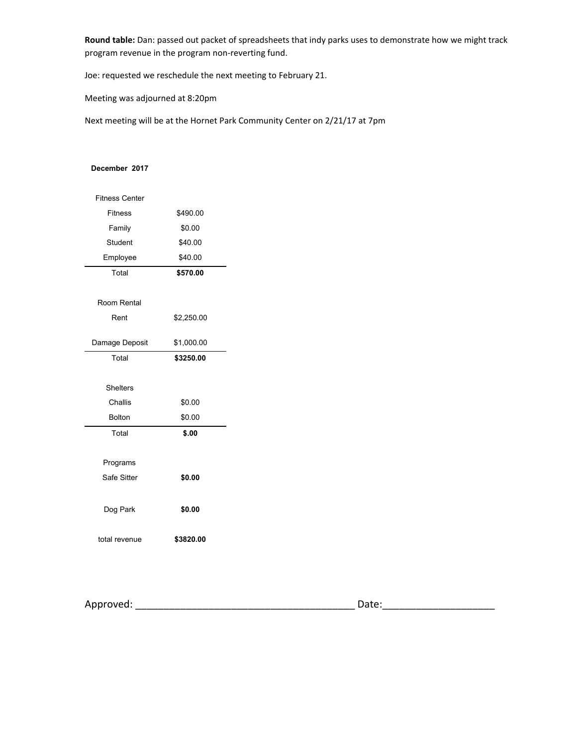**Round table:** Dan: passed out packet of spreadsheets that indy parks uses to demonstrate how we might track program revenue in the program non-reverting fund.

Joe: requested we reschedule the next meeting to February 21.

Meeting was adjourned at 8:20pm

Next meeting will be at the Hornet Park Community Center on 2/21/17 at 7pm

**December 2017**

| | |
|---|---|
| Fitness Center | |
| Fitness | $490.00 |
| Family | $0.00 |
| Student | $40.00 |
| Employee | $40.00 |
| Total | **$570.00** |
| | |
| Room Rental | |
| Rent | $2,250.00 |
| Damage Deposit | $1,000.00 |
| Total | **$3250.00** |
| | |
| Shelters | |
| Challis | $0.00 |
| Bolton | $0.00 |
| Total | **$.00** |
| | |
| Programs | |
| Safe Sitter | **$0.00** |
| Dog Park | **$0.00** |
| total revenue | **$3820.00** |

Approved: ________________________________________ Date:____________________